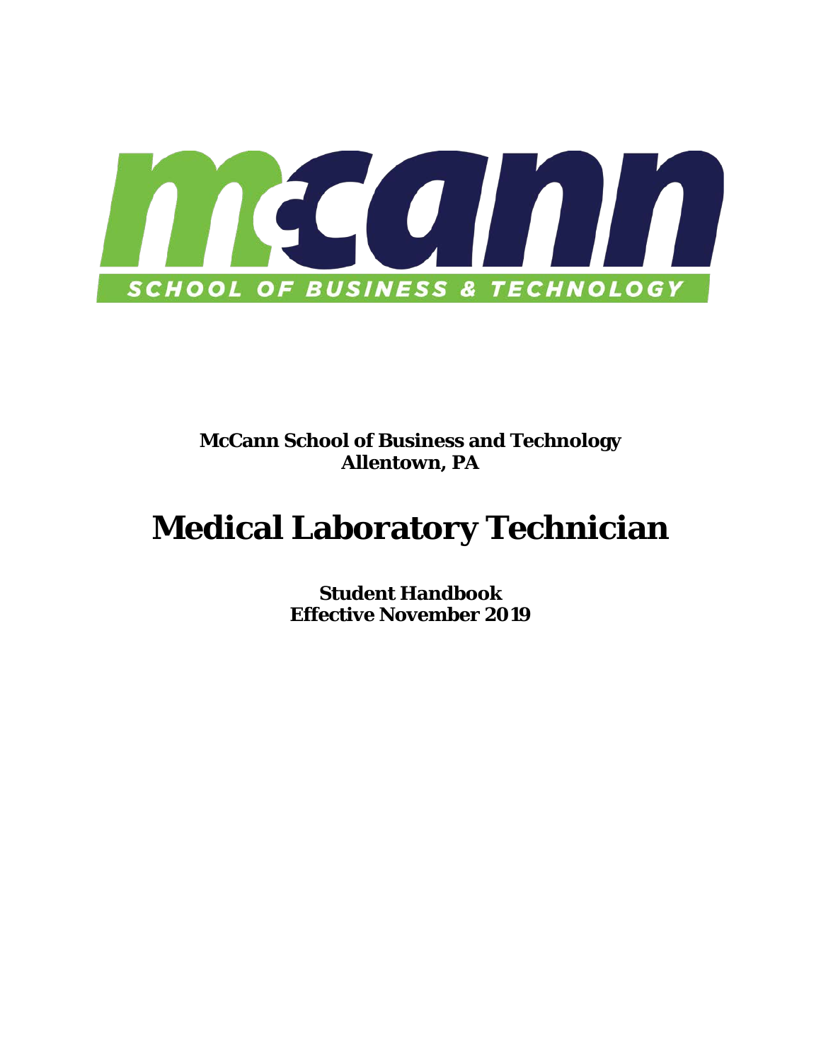**McCann School of Business and Technology**
**Allentown, PA**

# Medical Laboratory Technician

**Student Handbook**
**Effective November 2019**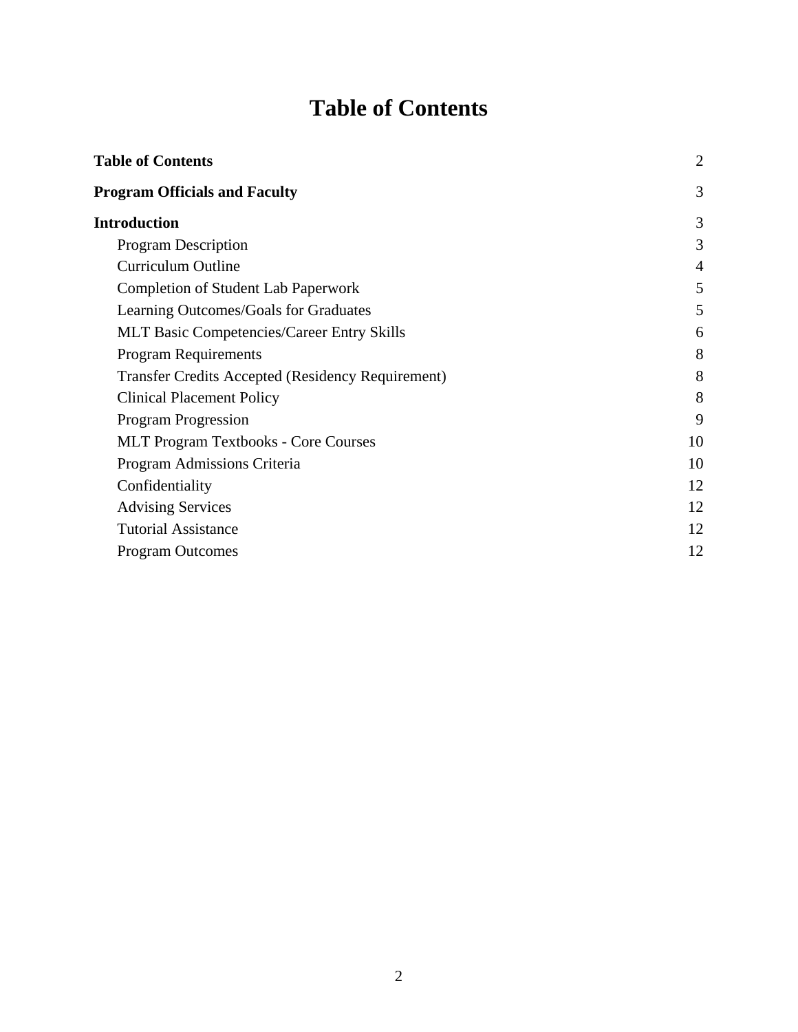# Table of Contents

| | |
|---|---|
| **Table of Contents** | 2 |
| **Program Officials and Faculty** | 3 |
| **Introduction** | 3 |
| Program Description | 3 |
| Curriculum Outline | 4 |
| Completion of Student Lab Paperwork | 5 |
| Learning Outcomes/Goals for Graduates | 5 |
| MLT Basic Competencies/Career Entry Skills | 6 |
| Program Requirements | 8 |
| Transfer Credits Accepted (Residency Requirement) | 8 |
| Clinical Placement Policy | 8 |
| Program Progression | 9 |
| MLT Program Textbooks - Core Courses | 10 |
| Program Admissions Criteria | 10 |
| Confidentiality | 12 |
| Advising Services | 12 |
| Tutorial Assistance | 12 |
| Program Outcomes | 12 |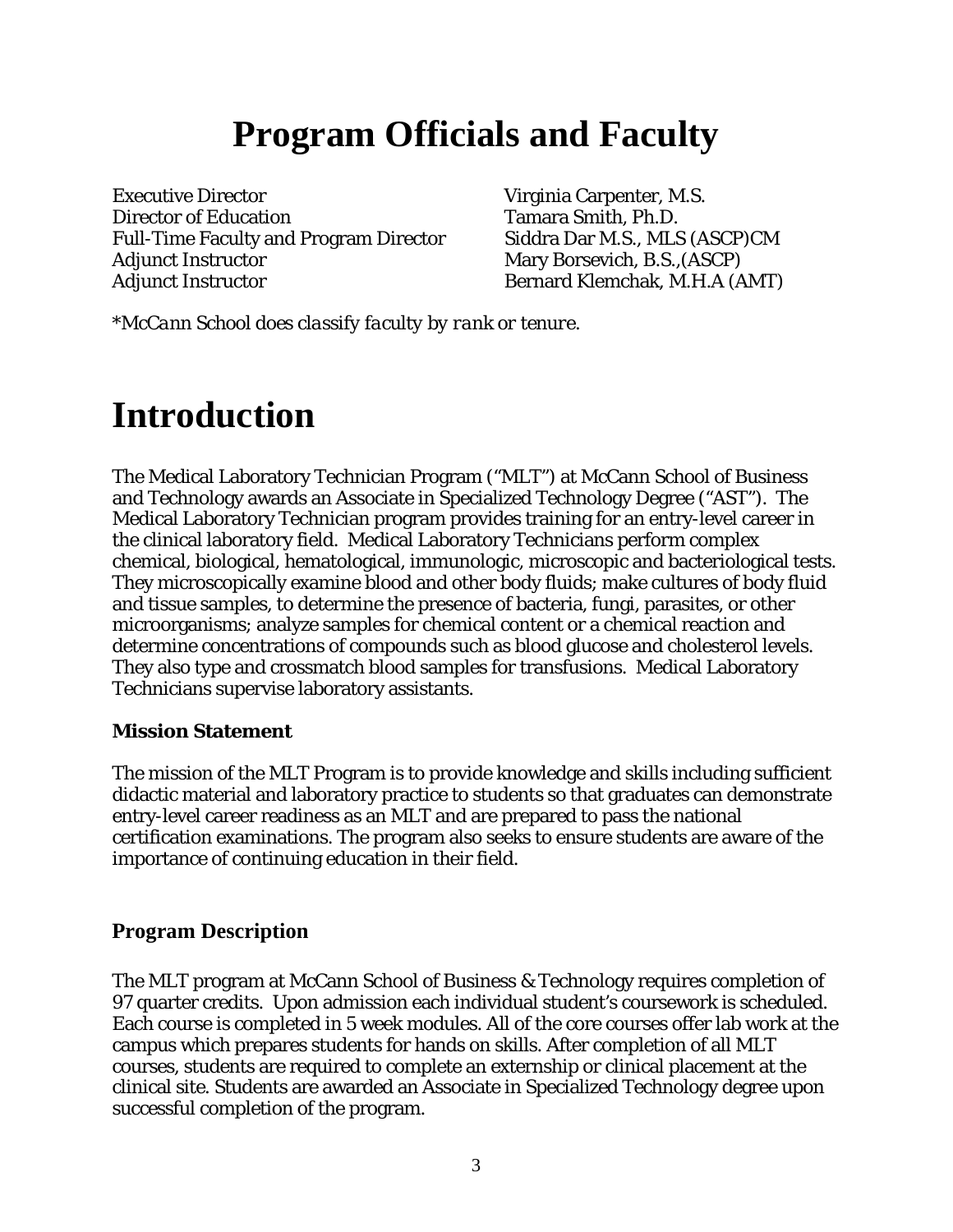# Program Officials and Faculty

| | |
|---|---|
| Executive Director | Virginia Carpenter, M.S. |
| Director of Education | Tamara Smith, Ph.D. |
| Full-Time Faculty and Program Director | Siddra Dar M.S., MLS (ASCP)CM |
| Adjunct Instructor | Mary Borsevich, B.S.,(ASCP) |
| Adjunct Instructor | Bernard Klemchak, M.H.A (AMT) |

*\*McCann School does classify faculty by rank or tenure.*

# Introduction

The Medical Laboratory Technician Program ("MLT") at McCann School of Business and Technology awards an Associate in Specialized Technology Degree ("AST"). The Medical Laboratory Technician program provides training for an entry-level career in the clinical laboratory field. Medical Laboratory Technicians perform complex chemical, biological, hematological, immunologic, microscopic and bacteriological tests. They microscopically examine blood and other body fluids; make cultures of body fluid and tissue samples, to determine the presence of bacteria, fungi, parasites, or other microorganisms; analyze samples for chemical content or a chemical reaction and determine concentrations of compounds such as blood glucose and cholesterol levels. They also type and crossmatch blood samples for transfusions. Medical Laboratory Technicians supervise laboratory assistants.

### Mission Statement

The mission of the MLT Program is to provide knowledge and skills including sufficient didactic material and laboratory practice to students so that graduates can demonstrate entry-level career readiness as an MLT and are prepared to pass the national certification examinations. The program also seeks to ensure students are aware of the importance of continuing education in their field.

### Program Description

The MLT program at McCann School of Business & Technology requires completion of 97 quarter credits. Upon admission each individual student's coursework is scheduled. Each course is completed in 5 week modules. All of the core courses offer lab work at the campus which prepares students for hands on skills. After completion of all MLT courses, students are required to complete an externship or clinical placement at the clinical site. Students are awarded an Associate in Specialized Technology degree upon successful completion of the program.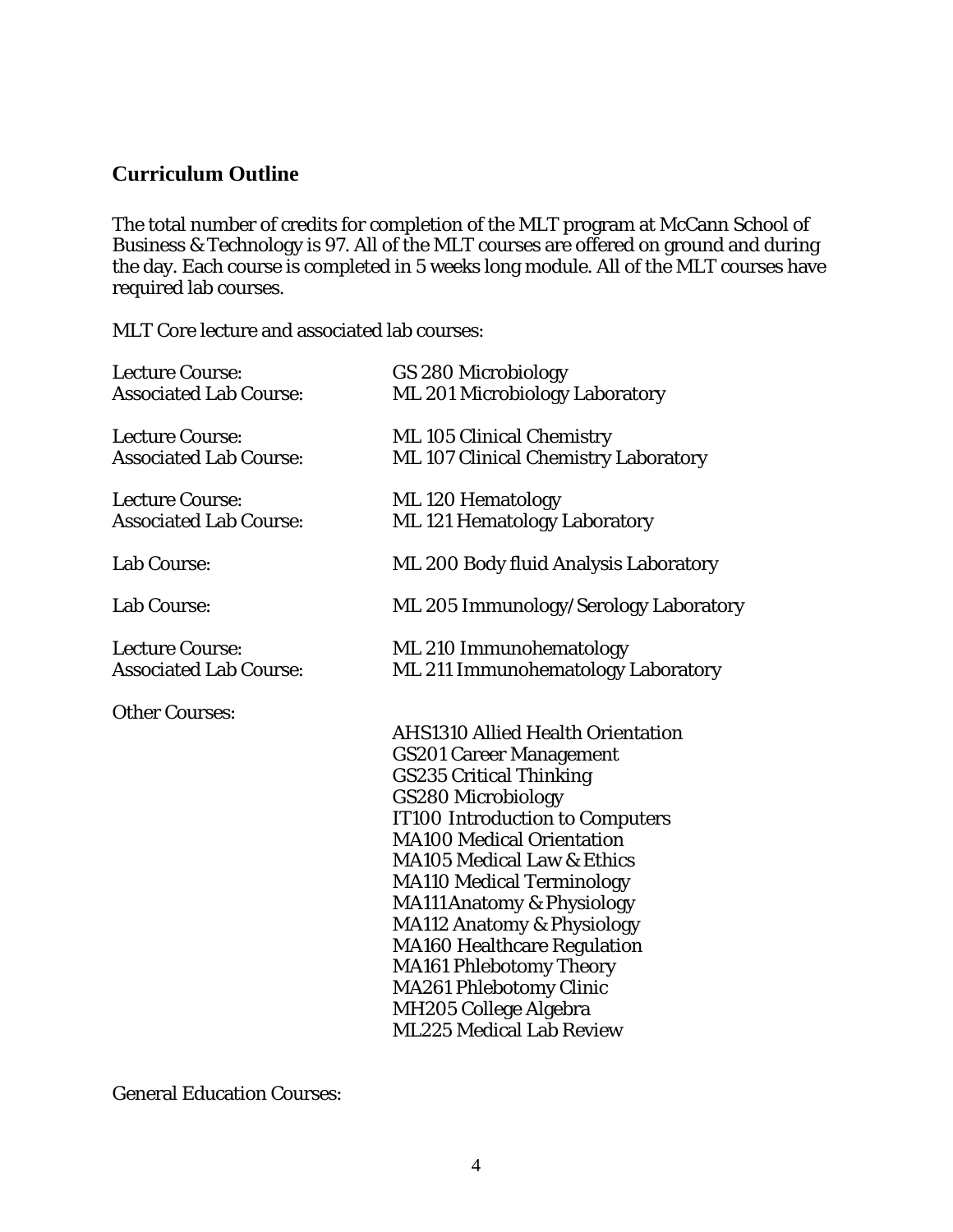## Curriculum Outline

The total number of credits for completion of the MLT program at McCann School of Business & Technology is 97. All of the MLT courses are offered on ground and during the day. Each course is completed in 5 weeks long module. All of the MLT courses have required lab courses.

MLT Core lecture and associated lab courses:

| | |
|---|---|
| Lecture Course: | GS 280 Microbiology |
| Associated Lab Course: | ML 201 Microbiology Laboratory |
| Lecture Course: | ML 105 Clinical Chemistry |
| Associated Lab Course: | ML 107 Clinical Chemistry Laboratory |
| Lecture Course: | ML 120 Hematology |
| Associated Lab Course: | ML 121 Hematology Laboratory |
| Lab Course: | ML 200 Body fluid Analysis Laboratory |
| Lab Course: | ML 205 Immunology/Serology Laboratory |
| Lecture Course: | ML 210 Immunohematology |
| Associated Lab Course: | ML 211 Immunohematology Laboratory |

Other Courses:

- AHS1310 Allied Health Orientation
- GS201 Career Management
- GS235 Critical Thinking
- GS280 Microbiology
- IT100 Introduction to Computers
- MA100 Medical Orientation
- MA105 Medical Law & Ethics
- MA110 Medical Terminology
- MA111Anatomy & Physiology
- MA112 Anatomy & Physiology
- MA160 Healthcare Regulation
- MA161 Phlebotomy Theory
- MA261 Phlebotomy Clinic
- MH205 College Algebra
- ML225 Medical Lab Review

General Education Courses: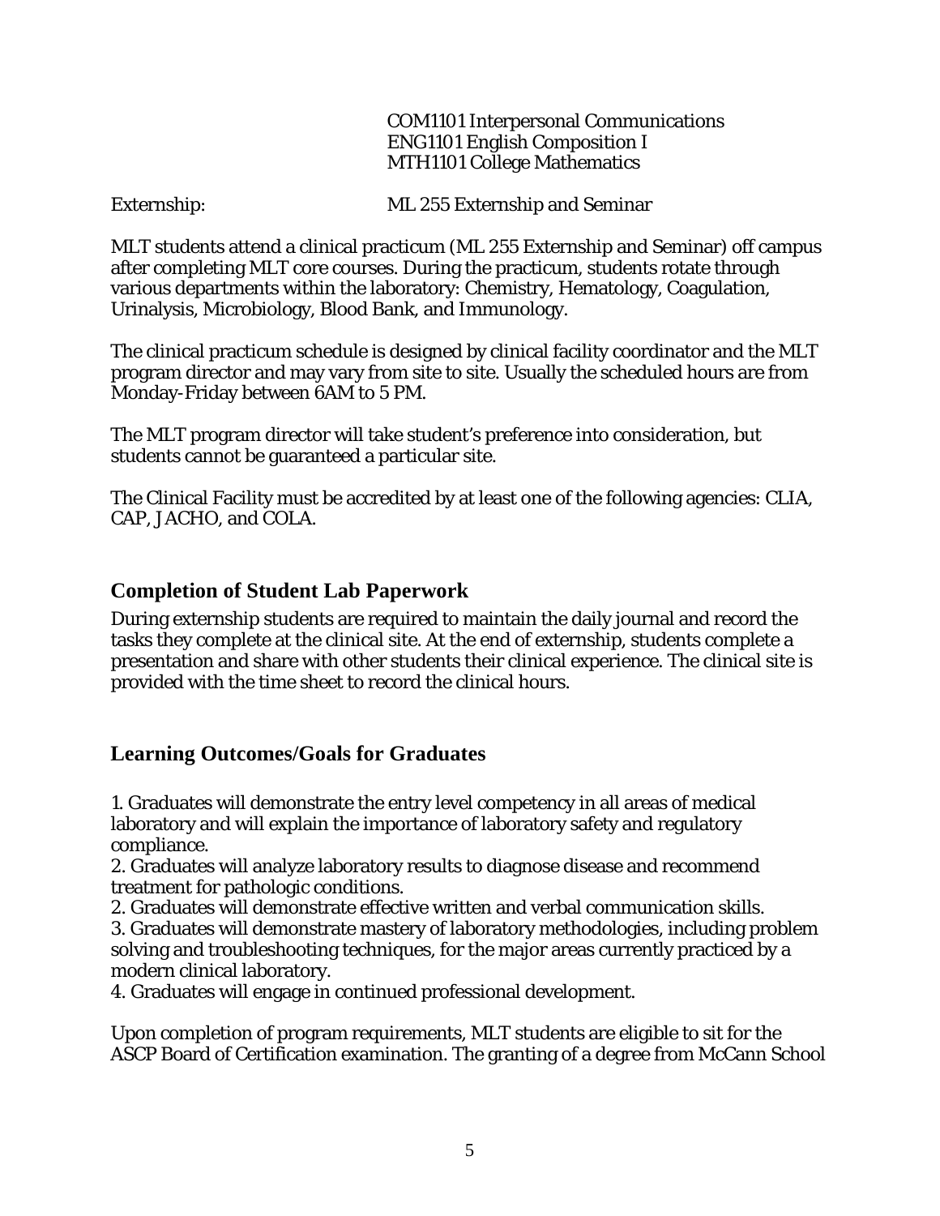COM1101 Interpersonal Communications
ENG1101 English Composition I
MTH1101 College Mathematics

Externship: ML 255 Externship and Seminar

MLT students attend a clinical practicum (ML 255 Externship and Seminar) off campus after completing MLT core courses. During the practicum, students rotate through various departments within the laboratory: Chemistry, Hematology, Coagulation, Urinalysis, Microbiology, Blood Bank, and Immunology.

The clinical practicum schedule is designed by clinical facility coordinator and the MLT program director and may vary from site to site. Usually the scheduled hours are from Monday-Friday between 6AM to 5 PM.

The MLT program director will take student's preference into consideration, but students cannot be guaranteed a particular site.

The Clinical Facility must be accredited by at least one of the following agencies: CLIA, CAP, JACHO, and COLA.

## Completion of Student Lab Paperwork

During externship students are required to maintain the daily journal and record the tasks they complete at the clinical site. At the end of externship, students complete a presentation and share with other students their clinical experience. The clinical site is provided with the time sheet to record the clinical hours.

## Learning Outcomes/Goals for Graduates

1. Graduates will demonstrate the entry level competency in all areas of medical laboratory and will explain the importance of laboratory safety and regulatory compliance.
2. Graduates will analyze laboratory results to diagnose disease and recommend treatment for pathologic conditions.
2. Graduates will demonstrate effective written and verbal communication skills.
3. Graduates will demonstrate mastery of laboratory methodologies, including problem solving and troubleshooting techniques, for the major areas currently practiced by a modern clinical laboratory.
4. Graduates will engage in continued professional development.

Upon completion of program requirements, MLT students are eligible to sit for the ASCP Board of Certification examination. The granting of a degree from McCann School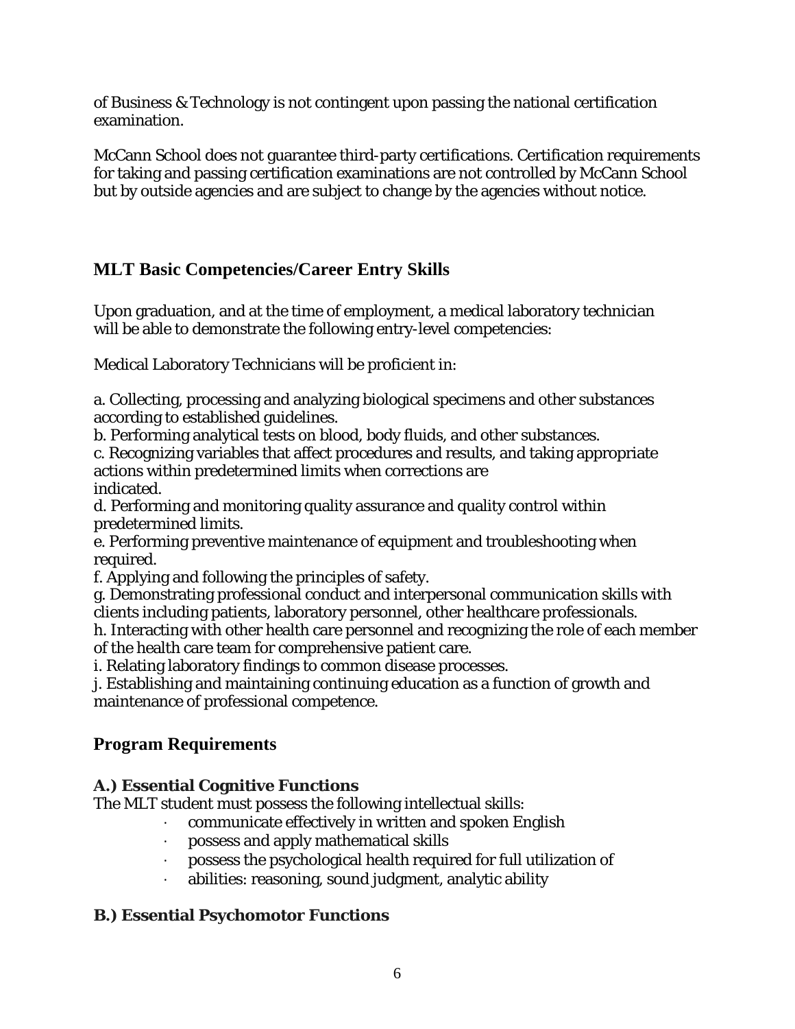of Business & Technology is not contingent upon passing the national certification examination.

McCann School does not guarantee third-party certifications. Certification requirements for taking and passing certification examinations are not controlled by McCann School but by outside agencies and are subject to change by the agencies without notice.

## MLT Basic Competencies/Career Entry Skills

Upon graduation, and at the time of employment, a medical laboratory technician will be able to demonstrate the following entry-level competencies:

Medical Laboratory Technicians will be proficient in:

a. Collecting, processing and analyzing biological specimens and other substances according to established guidelines.
b. Performing analytical tests on blood, body fluids, and other substances.
c. Recognizing variables that affect procedures and results, and taking appropriate actions within predetermined limits when corrections are indicated.
d. Performing and monitoring quality assurance and quality control within predetermined limits.
e. Performing preventive maintenance of equipment and troubleshooting when required.
f. Applying and following the principles of safety.
g. Demonstrating professional conduct and interpersonal communication skills with clients including patients, laboratory personnel, other healthcare professionals.
h. Interacting with other health care personnel and recognizing the role of each member of the health care team for comprehensive patient care.
i. Relating laboratory findings to common disease processes.
j. Establishing and maintaining continuing education as a function of growth and maintenance of professional competence.

## Program Requirements

### A.) Essential Cognitive Functions

The MLT student must possess the following intellectual skills:

- communicate effectively in written and spoken English
- possess and apply mathematical skills
- possess the psychological health required for full utilization of
- abilities: reasoning, sound judgment, analytic ability

### B.) Essential Psychomotor Functions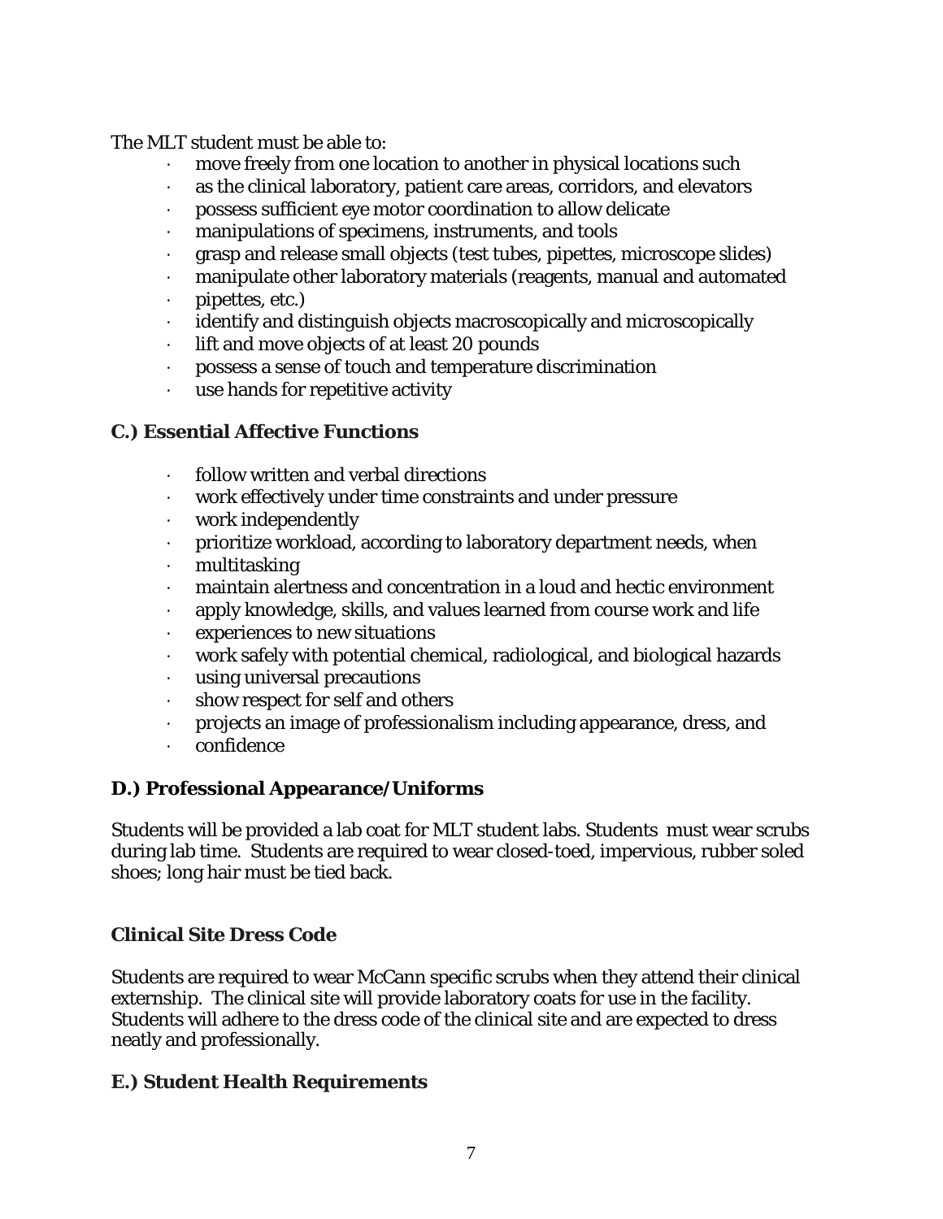The MLT student must be able to:

- move freely from one location to another in physical locations such
- as the clinical laboratory, patient care areas, corridors, and elevators
- possess sufficient eye motor coordination to allow delicate
- manipulations of specimens, instruments, and tools
- grasp and release small objects (test tubes, pipettes, microscope slides)
- manipulate other laboratory materials (reagents, manual and automated
- pipettes, etc.)
- identify and distinguish objects macroscopically and microscopically
- lift and move objects of at least 20 pounds
- possess a sense of touch and temperature discrimination
- use hands for repetitive activity

### C.) Essential Affective Functions

- follow written and verbal directions
- work effectively under time constraints and under pressure
- work independently
- prioritize workload, according to laboratory department needs, when
- multitasking
- maintain alertness and concentration in a loud and hectic environment
- apply knowledge, skills, and values learned from course work and life
- experiences to new situations
- work safely with potential chemical, radiological, and biological hazards
- using universal precautions
- show respect for self and others
- projects an image of professionalism including appearance, dress, and
- confidence

### D.) Professional Appearance/Uniforms

Students will be provided a lab coat for MLT student labs. Students must wear scrubs during lab time. Students are required to wear closed-toed, impervious, rubber soled shoes; long hair must be tied back.

### Clinical Site Dress Code

Students are required to wear McCann specific scrubs when they attend their clinical externship. The clinical site will provide laboratory coats for use in the facility. Students will adhere to the dress code of the clinical site and are expected to dress neatly and professionally.

### E.) Student Health Requirements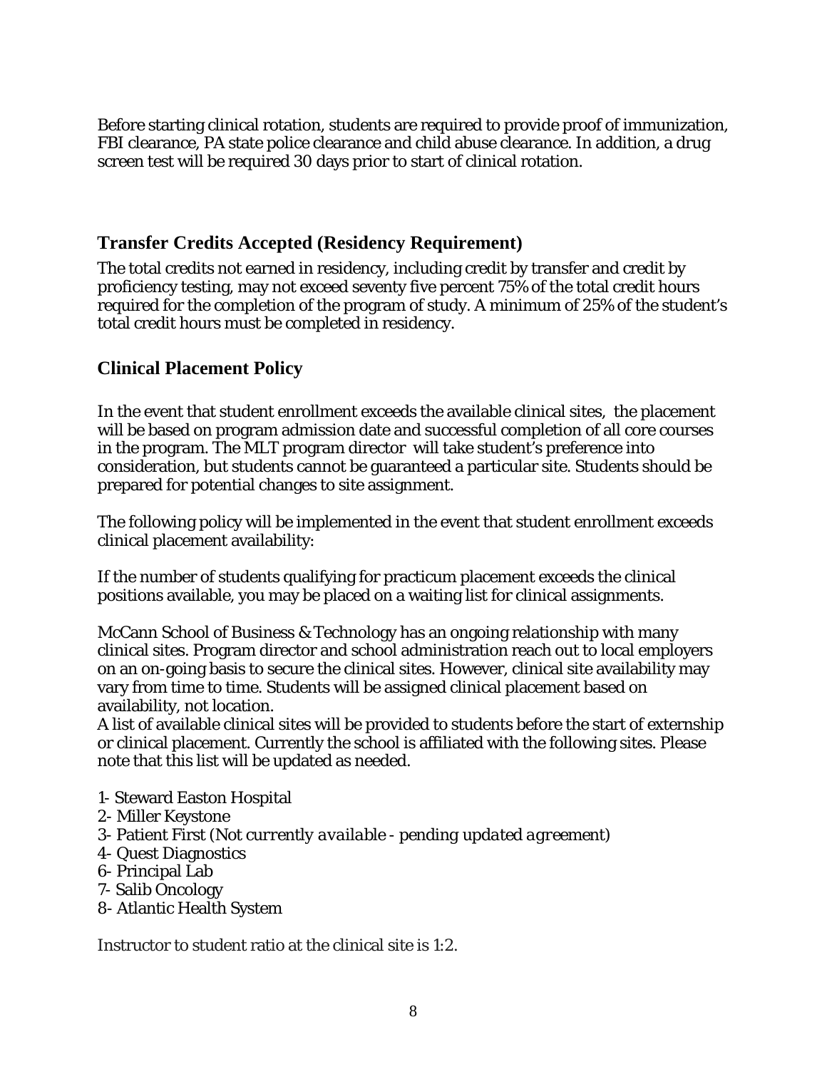Before starting clinical rotation, students are required to provide proof of immunization, FBI clearance, PA state police clearance and child abuse clearance. In addition, a drug screen test will be required 30 days prior to start of clinical rotation.

## Transfer Credits Accepted (Residency Requirement)

The total credits not earned in residency, including credit by transfer and credit by proficiency testing, may not exceed seventy five percent 75% of the total credit hours required for the completion of the program of study. A minimum of 25% of the student's total credit hours must be completed in residency.

## Clinical Placement Policy

In the event that student enrollment exceeds the available clinical sites, the placement will be based on program admission date and successful completion of all core courses in the program. The MLT program director will take student's preference into consideration, but students cannot be guaranteed a particular site. Students should be prepared for potential changes to site assignment.

The following policy will be implemented in the event that student enrollment exceeds clinical placement availability:

If the number of students qualifying for practicum placement exceeds the clinical positions available, you may be placed on a waiting list for clinical assignments.

McCann School of Business & Technology has an ongoing relationship with many clinical sites. Program director and school administration reach out to local employers on an on-going basis to secure the clinical sites. However, clinical site availability may vary from time to time. Students will be assigned clinical placement based on availability, not location.
A list of available clinical sites will be provided to students before the start of externship or clinical placement. Currently the school is affiliated with the following sites. Please note that this list will be updated as needed.

1- Steward Easton Hospital
2- Miller Keystone
3- Patient First (*Not currently available - pending updated agreement*)
4- Quest Diagnostics
6- Principal Lab
7- Salib Oncology
8- Atlantic Health System

Instructor to student ratio at the clinical site is 1:2.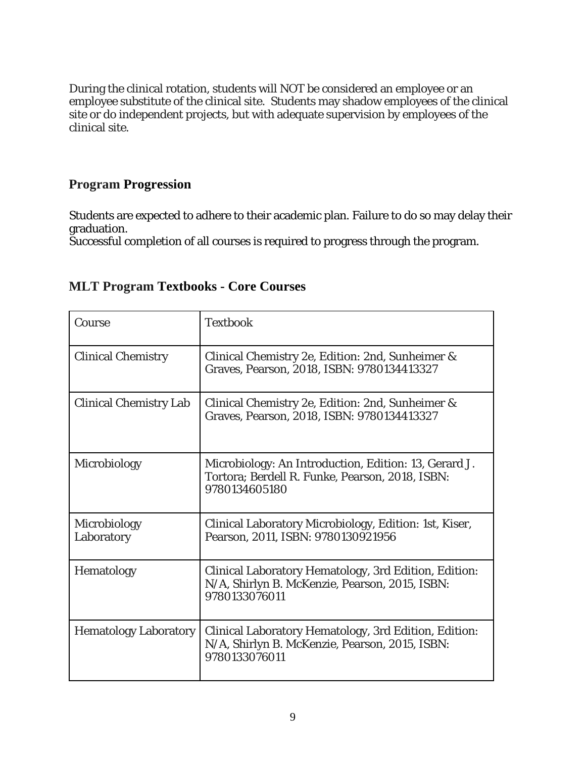During the clinical rotation, students will NOT be considered an employee or an employee substitute of the clinical site. Students may shadow employees of the clinical site or do independent projects, but with adequate supervision by employees of the clinical site.

## Program Progression

Students are expected to adhere to their academic plan. Failure to do so may delay their graduation.
Successful completion of all courses is required to progress through the program.

## MLT Program Textbooks - Core Courses

| Course | Textbook |
| --- | --- |
| Clinical Chemistry | Clinical Chemistry 2e, Edition: 2nd, Sunheimer & Graves, Pearson, 2018, ISBN: 9780134413327 |
| Clinical Chemistry Lab | Clinical Chemistry 2e, Edition: 2nd, Sunheimer & Graves, Pearson, 2018, ISBN: 9780134413327 |
| Microbiology | Microbiology: An Introduction, Edition: 13, Gerard J. Tortora; Berdell R. Funke, Pearson, 2018, ISBN: 9780134605180 |
| Microbiology Laboratory | Clinical Laboratory Microbiology, Edition: 1st, Kiser, Pearson, 2011, ISBN: 9780130921956 |
| Hematology | Clinical Laboratory Hematology, 3rd Edition, Edition: N/A, Shirlyn B. McKenzie, Pearson, 2015, ISBN: 9780133076011 |
| Hematology Laboratory | Clinical Laboratory Hematology, 3rd Edition, Edition: N/A, Shirlyn B. McKenzie, Pearson, 2015, ISBN: 9780133076011 |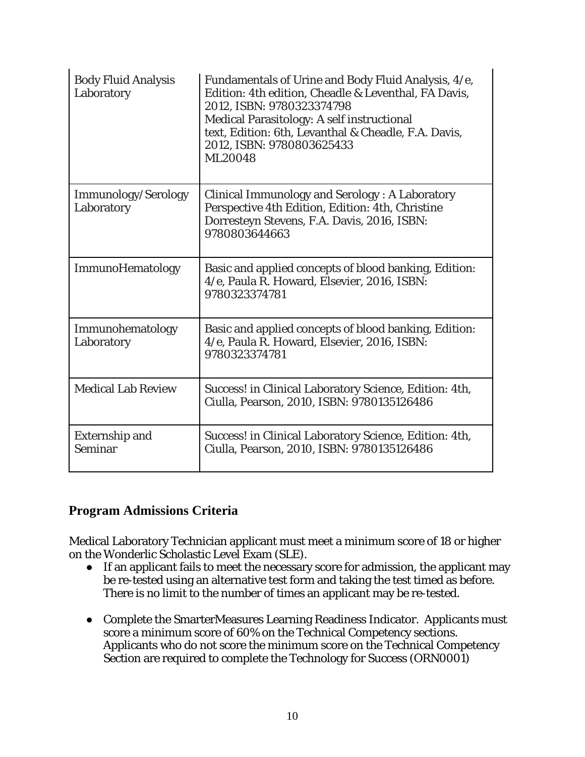| | |
|---|---|
| Body Fluid Analysis Laboratory | Fundamentals of Urine and Body Fluid Analysis, 4/e, Edition: 4th edition, Cheadle & Leventhal, FA Davis, 2012, ISBN: 9780323374798<br>Medical Parasitology: A self instructional text, Edition: 6th, Levanthal & Cheadle, F.A. Davis, 2012, ISBN: 9780803625433<br>ML20048 |
| Immunology/Serology Laboratory | Clinical Immunology and Serology : A Laboratory Perspective 4th Edition, Edition: 4th, Christine Dorresteyn Stevens, F.A. Davis, 2016, ISBN: 9780803644663 |
| ImmunoHematology | Basic and applied concepts of blood banking, Edition: 4/e, Paula R. Howard, Elsevier, 2016, ISBN: 9780323374781 |
| Immunohematology Laboratory | Basic and applied concepts of blood banking, Edition: 4/e, Paula R. Howard, Elsevier, 2016, ISBN: 9780323374781 |
| Medical Lab Review | Success! in Clinical Laboratory Science, Edition: 4th, Ciulla, Pearson, 2010, ISBN: 9780135126486 |
| Externship and Seminar | Success! in Clinical Laboratory Science, Edition: 4th, Ciulla, Pearson, 2010, ISBN: 9780135126486 |

## Program Admissions Criteria

Medical Laboratory Technician applicant must meet a minimum score of 18 or higher on the Wonderlic Scholastic Level Exam (SLE).

- If an applicant fails to meet the necessary score for admission, the applicant may be re-tested using an alternative test form and taking the test timed as before. There is no limit to the number of times an applicant may be re-tested.
- Complete the SmarterMeasures Learning Readiness Indicator. Applicants must score a minimum score of 60% on the Technical Competency sections. Applicants who do not score the minimum score on the Technical Competency Section are required to complete the Technology for Success (ORN0001)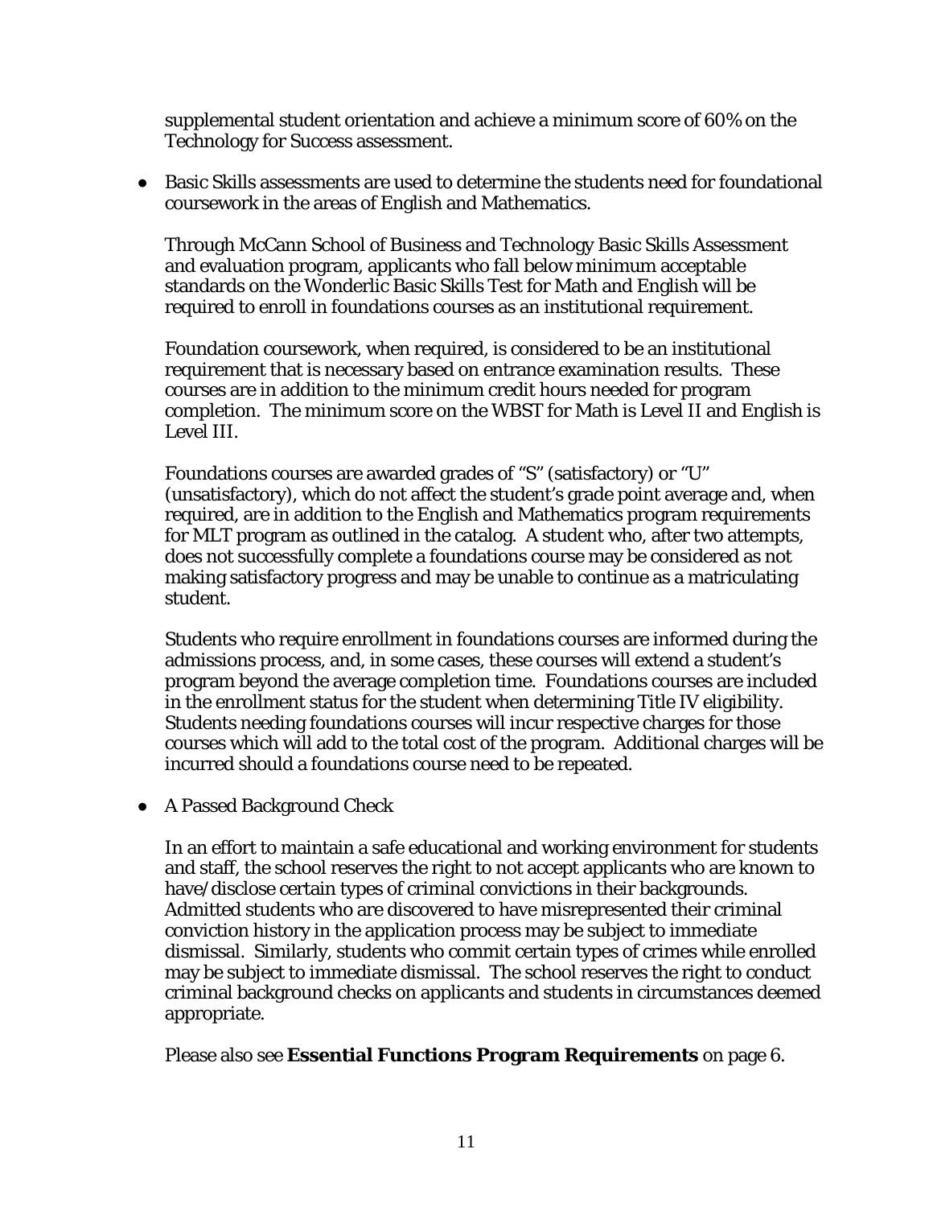supplemental student orientation and achieve a minimum score of 60% on the Technology for Success assessment.

- Basic Skills assessments are used to determine the students need for foundational coursework in the areas of English and Mathematics.

  Through McCann School of Business and Technology Basic Skills Assessment and evaluation program, applicants who fall below minimum acceptable standards on the Wonderlic Basic Skills Test for Math and English will be required to enroll in foundations courses as an institutional requirement.

  Foundation coursework, when required, is considered to be an institutional requirement that is necessary based on entrance examination results. These courses are in addition to the minimum credit hours needed for program completion. The minimum score on the WBST for Math is Level II and English is Level III.

  Foundations courses are awarded grades of "S" (satisfactory) or "U" (unsatisfactory), which do not affect the student's grade point average and, when required, are in addition to the English and Mathematics program requirements for MLT program as outlined in the catalog. A student who, after two attempts, does not successfully complete a foundations course may be considered as not making satisfactory progress and may be unable to continue as a matriculating student.

  Students who require enrollment in foundations courses are informed during the admissions process, and, in some cases, these courses will extend a student's program beyond the average completion time. Foundations courses are included in the enrollment status for the student when determining Title IV eligibility. Students needing foundations courses will incur respective charges for those courses which will add to the total cost of the program. Additional charges will be incurred should a foundations course need to be repeated.

- A Passed Background Check

  In an effort to maintain a safe educational and working environment for students and staff, the school reserves the right to not accept applicants who are known to have/disclose certain types of criminal convictions in their backgrounds. Admitted students who are discovered to have misrepresented their criminal conviction history in the application process may be subject to immediate dismissal. Similarly, students who commit certain types of crimes while enrolled may be subject to immediate dismissal. The school reserves the right to conduct criminal background checks on applicants and students in circumstances deemed appropriate.

  Please also see **Essential Functions Program Requirements** on page 6.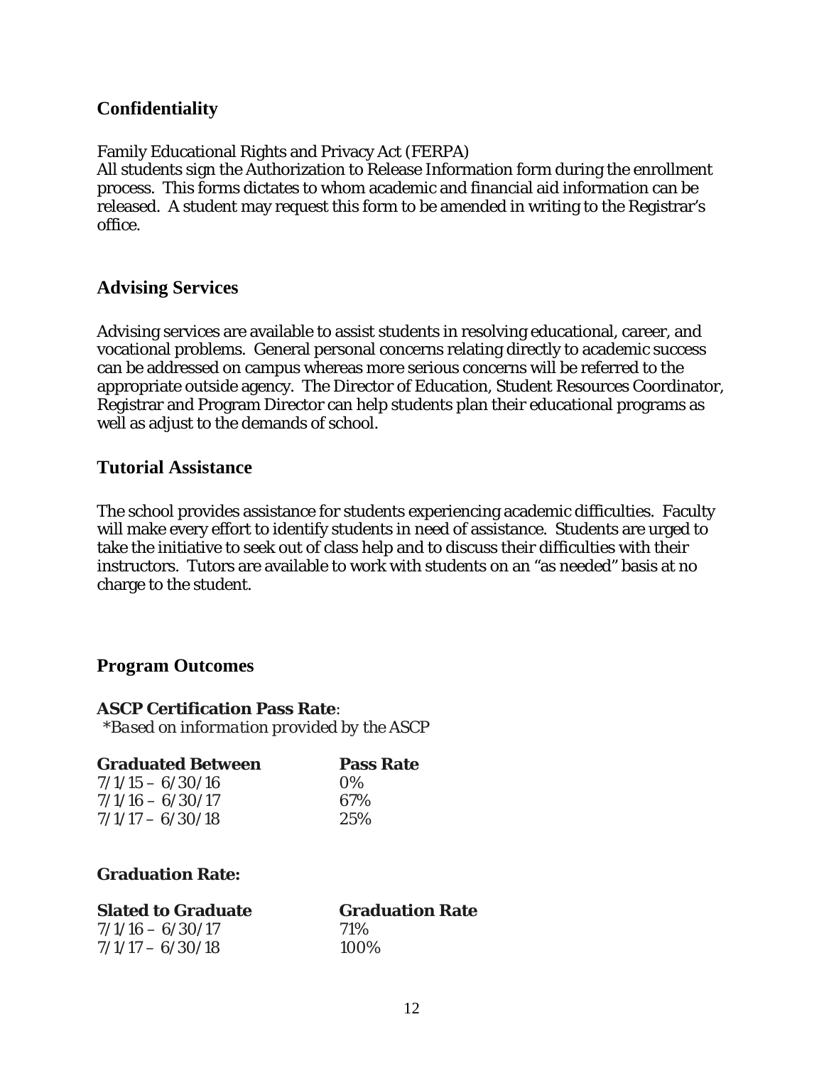## Confidentiality

Family Educational Rights and Privacy Act (FERPA)
All students sign the Authorization to Release Information form during the enrollment process. This forms dictates to whom academic and financial aid information can be released. A student may request this form to be amended in writing to the Registrar's office.

## Advising Services

Advising services are available to assist students in resolving educational, career, and vocational problems. General personal concerns relating directly to academic success can be addressed on campus whereas more serious concerns will be referred to the appropriate outside agency. The Director of Education, Student Resources Coordinator, Registrar and Program Director can help students plan their educational programs as well as adjust to the demands of school.

## Tutorial Assistance

The school provides assistance for students experiencing academic difficulties. Faculty will make every effort to identify students in need of assistance. Students are urged to take the initiative to seek out of class help and to discuss their difficulties with their instructors. Tutors are available to work with students on an "as needed" basis at no charge to the student.

## Program Outcomes

**ASCP Certification Pass Rate**:
*\*Based on information provided by the ASCP*

| Graduated Between | Pass Rate |
|---|---|
| 7/1/15 – 6/30/16 | 0% |
| 7/1/16 – 6/30/17 | 67% |
| 7/1/17 – 6/30/18 | 25% |

**Graduation Rate:**

| Slated to Graduate | Graduation Rate |
|---|---|
| 7/1/16 – 6/30/17 | 71% |
| 7/1/17 – 6/30/18 | 100% |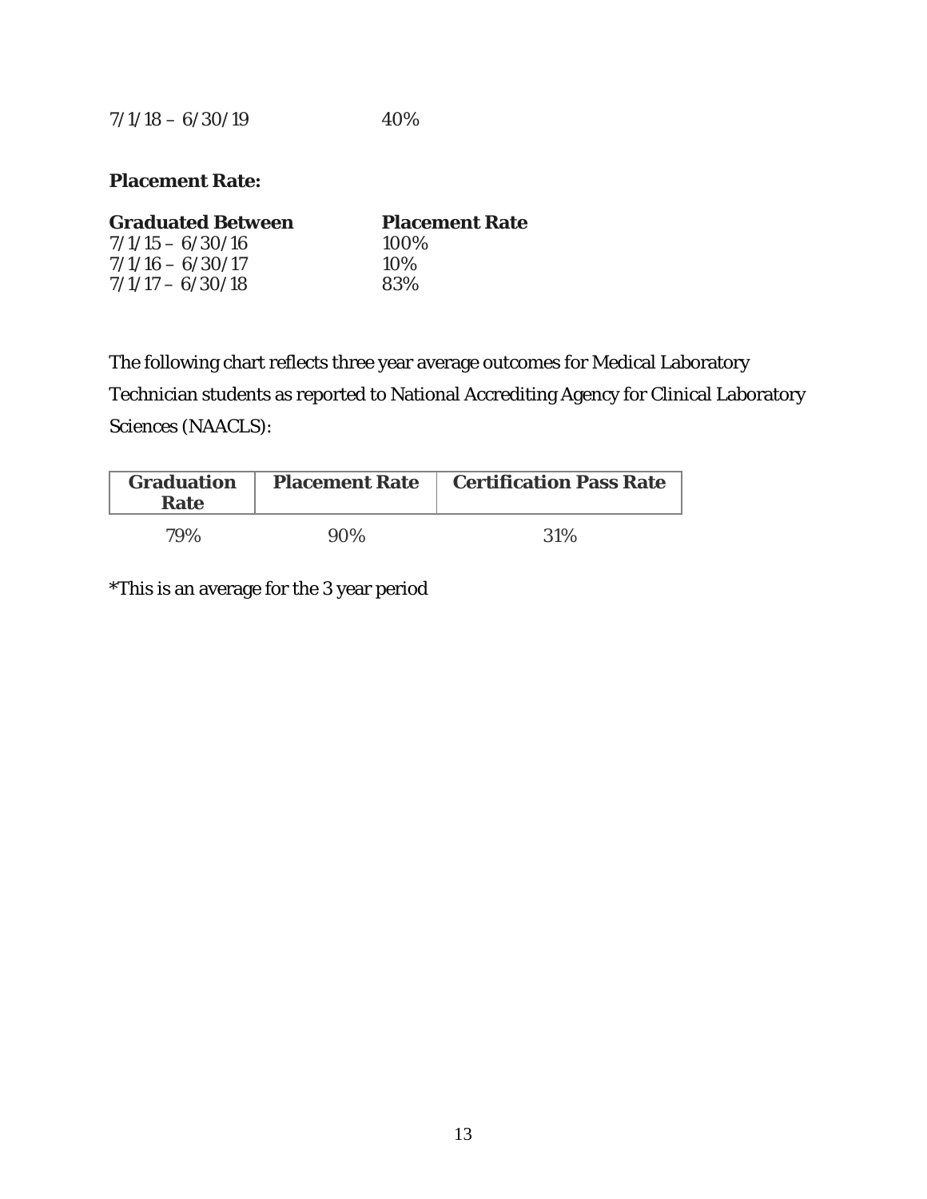7/1/18 – 6/30/19 40%

**Placement Rate:**

| **Graduated Between** | **Placement Rate** |
|---|---|
| 7/1/15 – 6/30/16 | 100% |
| 7/1/16 – 6/30/17 | 10% |
| 7/1/17 – 6/30/18 | 83% |

The following chart reflects three year average outcomes for Medical Laboratory Technician students as reported to National Accrediting Agency for Clinical Laboratory Sciences (NAACLS):

| **Graduation Rate** | **Placement Rate** | **Certification Pass Rate** |
|---|---|---|
| 79% | 90% | 31% |

*This is an average for the 3 year period